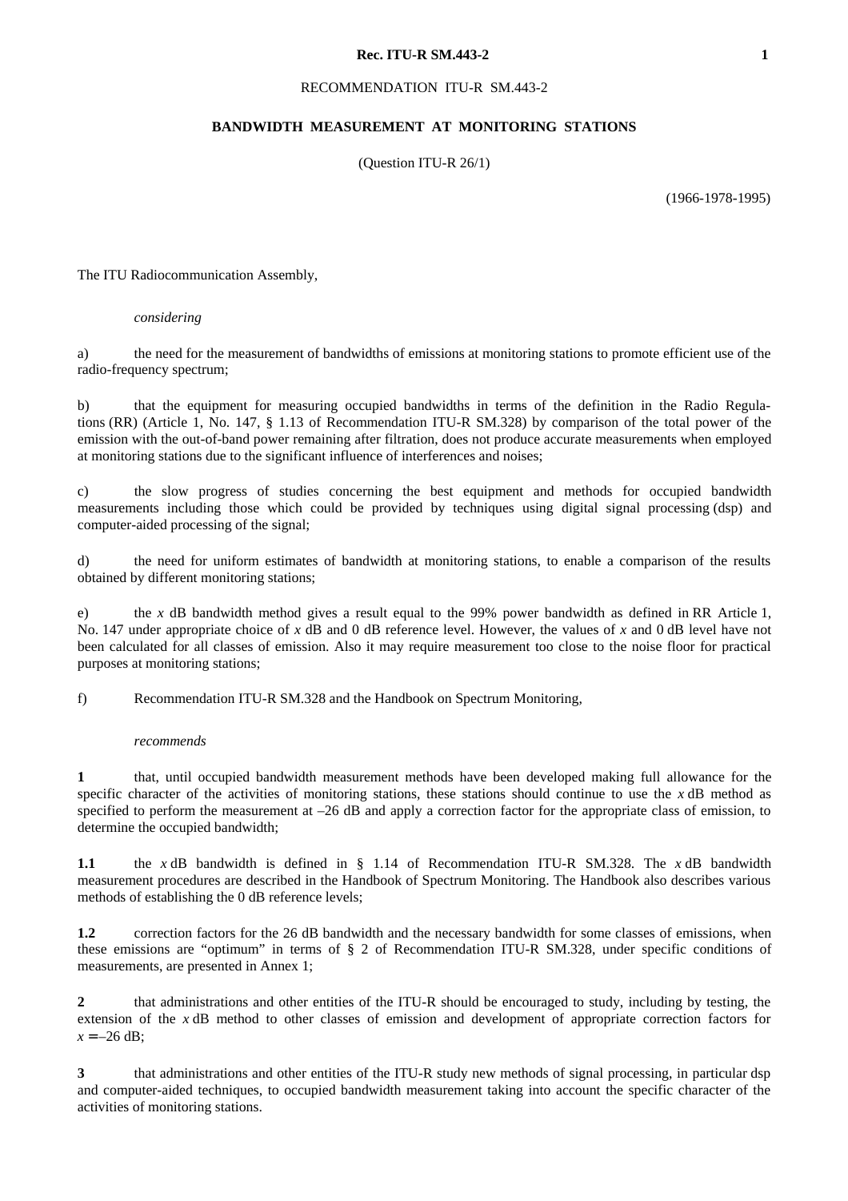RECOMMENDATION ITU-R SM.443-2

# BANDWIDTH MEASUREMENT AT MONITORING STATIONS

(Question ITU-R 26/1)

(1966-1978-1995)

The ITU Radiocommunication Assembly,

*considering*

a) the need for the measurement of bandwidths of emissions at monitoring stations to promote efficient use of the radio-frequency spectrum;

b) that the equipment for measuring occupied bandwidths in terms of the definition in the Radio Regulations (RR) (Article 1, No. 147, § 1.13 of Recommendation ITU-R SM.328) by comparison of the total power of the emission with the out-of-band power remaining after filtration, does not produce accurate measurements when employed at monitoring stations due to the significant influence of interferences and noises;

c) the slow progress of studies concerning the best equipment and methods for occupied bandwidth measurements including those which could be provided by techniques using digital signal processing (dsp) and computer-aided processing of the signal;

d) the need for uniform estimates of bandwidth at monitoring stations, to enable a comparison of the results obtained by different monitoring stations;

e) the *x* dB bandwidth method gives a result equal to the 99% power bandwidth as defined in RR Article 1, No. 147 under appropriate choice of *x* dB and 0 dB reference level. However, the values of *x* and 0 dB level have not been calculated for all classes of emission. Also it may require measurement too close to the noise floor for practical purposes at monitoring stations;

f) Recommendation ITU-R SM.328 and the Handbook on Spectrum Monitoring,

*recommends*

**1** that, until occupied bandwidth measurement methods have been developed making full allowance for the specific character of the activities of monitoring stations, these stations should continue to use the *x* dB method as specified to perform the measurement at –26 dB and apply a correction factor for the appropriate class of emission, to determine the occupied bandwidth;

**1.1** the *x* dB bandwidth is defined in § 1.14 of Recommendation ITU-R SM.328. The *x* dB bandwidth measurement procedures are described in the Handbook of Spectrum Monitoring. The Handbook also describes various methods of establishing the 0 dB reference levels;

**1.2** correction factors for the 26 dB bandwidth and the necessary bandwidth for some classes of emissions, when these emissions are "optimum" in terms of § 2 of Recommendation ITU-R SM.328, under specific conditions of measurements, are presented in Annex 1;

**2** that administrations and other entities of the ITU-R should be encouraged to study, including by testing, the extension of the *x* dB method to other classes of emission and development of appropriate correction factors for $x = –26$ dB;

**3** that administrations and other entities of the ITU-R study new methods of signal processing, in particular dsp and computer-aided techniques, to occupied bandwidth measurement taking into account the specific character of the activities of monitoring stations.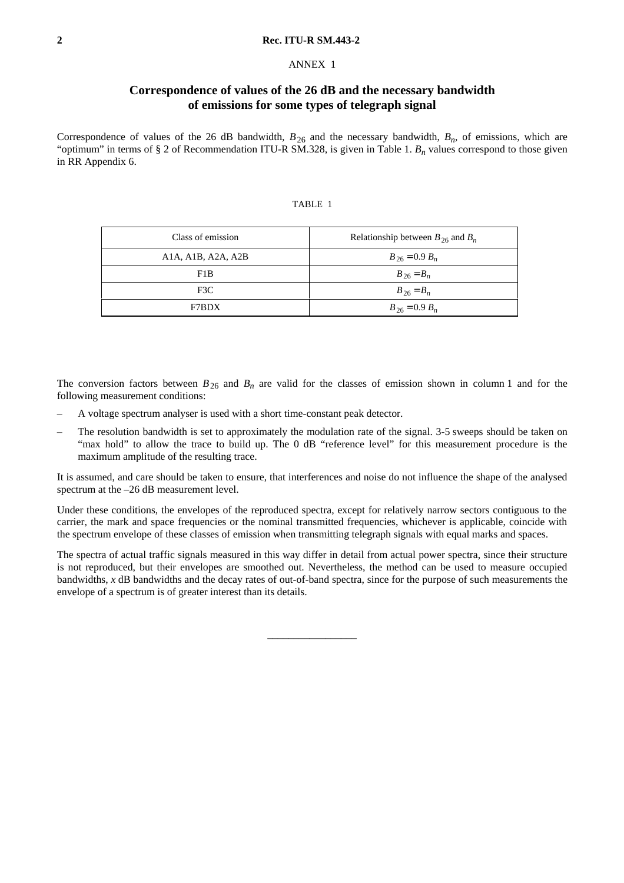ANNEX 1

## Correspondence of values of the 26 dB and the necessary bandwidth of emissions for some types of telegraph signal

Correspondence of values of the 26 dB bandwidth, $B_{26}$ and the necessary bandwidth, $B_n$, of emissions, which are "optimum" in terms of § 2 of Recommendation ITU-R SM.328, is given in Table 1. $B_n$ values correspond to those given in RR Appendix 6.

TABLE 1

| Class of emission | Relationship between $B_{26}$ and $B_n$ |
|---|---|
| A1A, A1B, A2A, A2B | $B_{26} = 0.9\ B_n$ |
| F1B | $B_{26} = B_n$ |
| F3C | $B_{26} = B_n$ |
| F7BDX | $B_{26} = 0.9\ B_n$ |

The conversion factors between $B_{26}$ and $B_n$ are valid for the classes of emission shown in column 1 and for the following measurement conditions:

– A voltage spectrum analyser is used with a short time-constant peak detector.

– The resolution bandwidth is set to approximately the modulation rate of the signal. 3-5 sweeps should be taken on "max hold" to allow the trace to build up. The 0 dB "reference level" for this measurement procedure is the maximum amplitude of the resulting trace.

It is assumed, and care should be taken to ensure, that interferences and noise do not influence the shape of the analysed spectrum at the –26 dB measurement level.

Under these conditions, the envelopes of the reproduced spectra, except for relatively narrow sectors contiguous to the carrier, the mark and space frequencies or the nominal transmitted frequencies, whichever is applicable, coincide with the spectrum envelope of these classes of emission when transmitting telegraph signals with equal marks and spaces.

The spectra of actual traffic signals measured in this way differ in detail from actual power spectra, since their structure is not reproduced, but their envelopes are smoothed out. Nevertheless, the method can be used to measure occupied bandwidths, $x$ dB bandwidths and the decay rates of out-of-band spectra, since for the purpose of such measurements the envelope of a spectrum is of greater interest than its details.